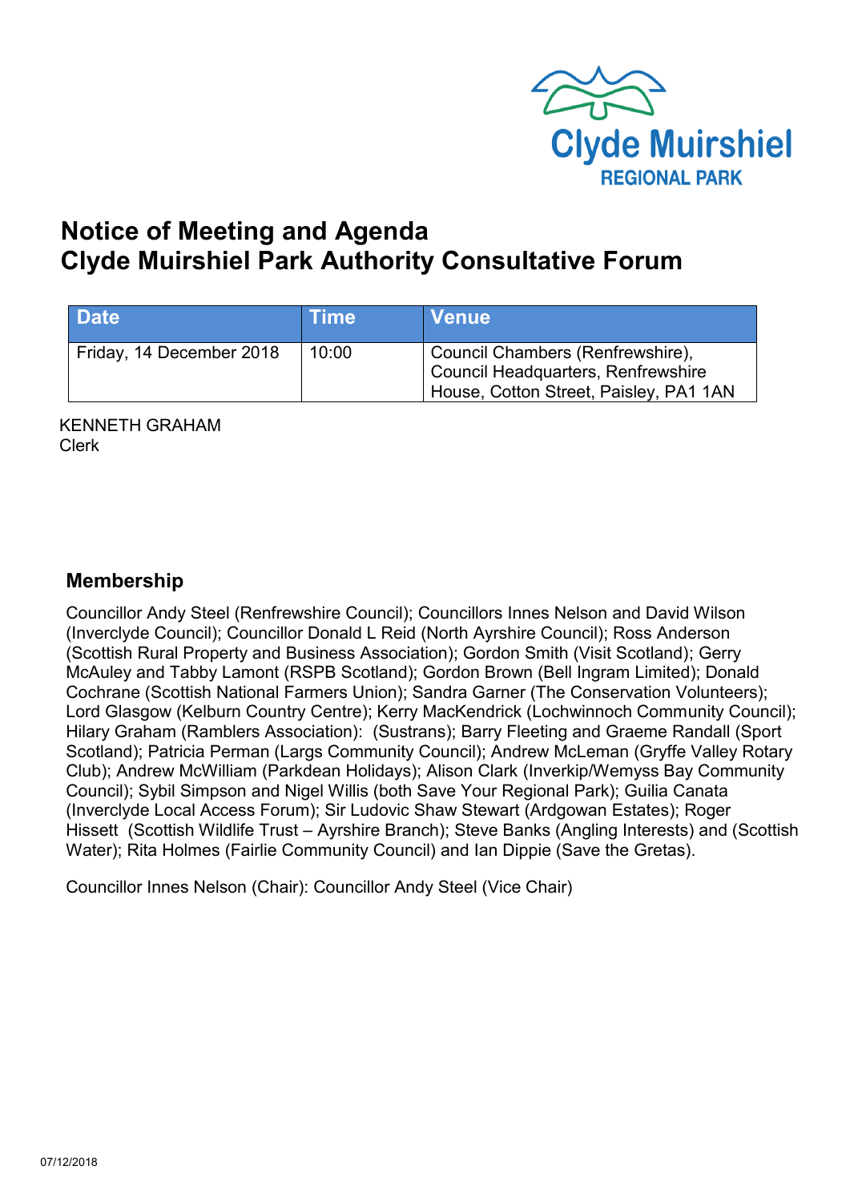Clyde Muirshiel
REGIONAL PARK

# Notice of Meeting and Agenda
# Clyde Muirshiel Park Authority Consultative Forum

| Date | Time | Venue |
| --- | --- | --- |
| Friday, 14 December 2018 | 10:00 | Council Chambers (Renfrewshire), Council Headquarters, Renfrewshire House, Cotton Street, Paisley, PA1 1AN |

KENNETH GRAHAM
Clerk

## Membership

Councillor Andy Steel (Renfrewshire Council); Councillors Innes Nelson and David Wilson (Inverclyde Council); Councillor Donald L Reid (North Ayrshire Council); Ross Anderson (Scottish Rural Property and Business Association); Gordon Smith (Visit Scotland); Gerry McAuley and Tabby Lamont (RSPB Scotland); Gordon Brown (Bell Ingram Limited); Donald Cochrane (Scottish National Farmers Union); Sandra Garner (The Conservation Volunteers); Lord Glasgow (Kelburn Country Centre); Kerry MacKendrick (Lochwinnoch Community Council); Hilary Graham (Ramblers Association): (Sustrans); Barry Fleeting and Graeme Randall (Sport Scotland); Patricia Perman (Largs Community Council); Andrew McLeman (Gryffe Valley Rotary Club); Andrew McWilliam (Parkdean Holidays); Alison Clark (Inverkip/Wemyss Bay Community Council); Sybil Simpson and Nigel Willis (both Save Your Regional Park); Guilia Canata (Inverclyde Local Access Forum); Sir Ludovic Shaw Stewart (Ardgowan Estates); Roger Hissett (Scottish Wildlife Trust – Ayrshire Branch); Steve Banks (Angling Interests) and (Scottish Water); Rita Holmes (Fairlie Community Council) and Ian Dippie (Save the Gretas).

Councillor Innes Nelson (Chair): Councillor Andy Steel (Vice Chair)

07/12/2018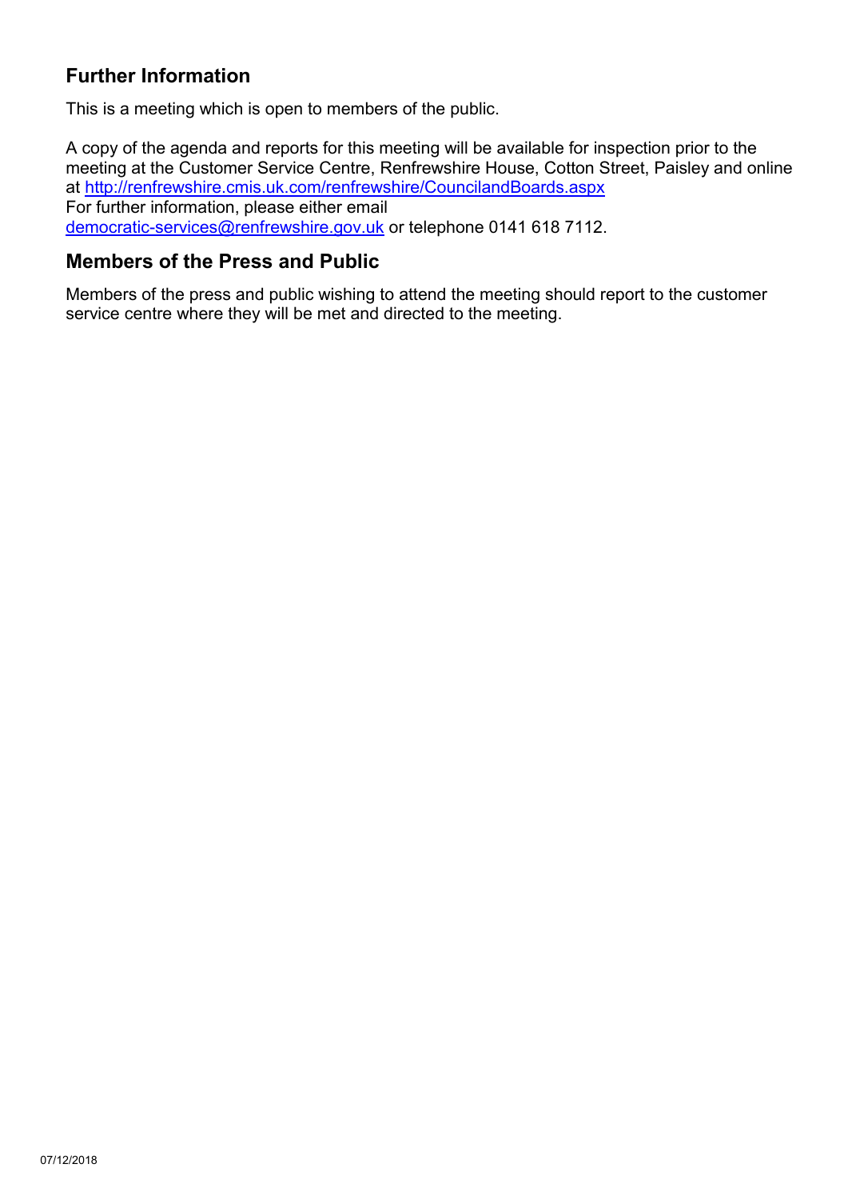## Further Information

This is a meeting which is open to members of the public.

A copy of the agenda and reports for this meeting will be available for inspection prior to the meeting at the Customer Service Centre, Renfrewshire House, Cotton Street, Paisley and online at http://renfrewshire.cmis.uk.com/renfrewshire/CouncilandBoards.aspx
For further information, please either email democratic-services@renfrewshire.gov.uk or telephone 0141 618 7112.

## Members of the Press and Public

Members of the press and public wishing to attend the meeting should report to the customer service centre where they will be met and directed to the meeting.

07/12/2018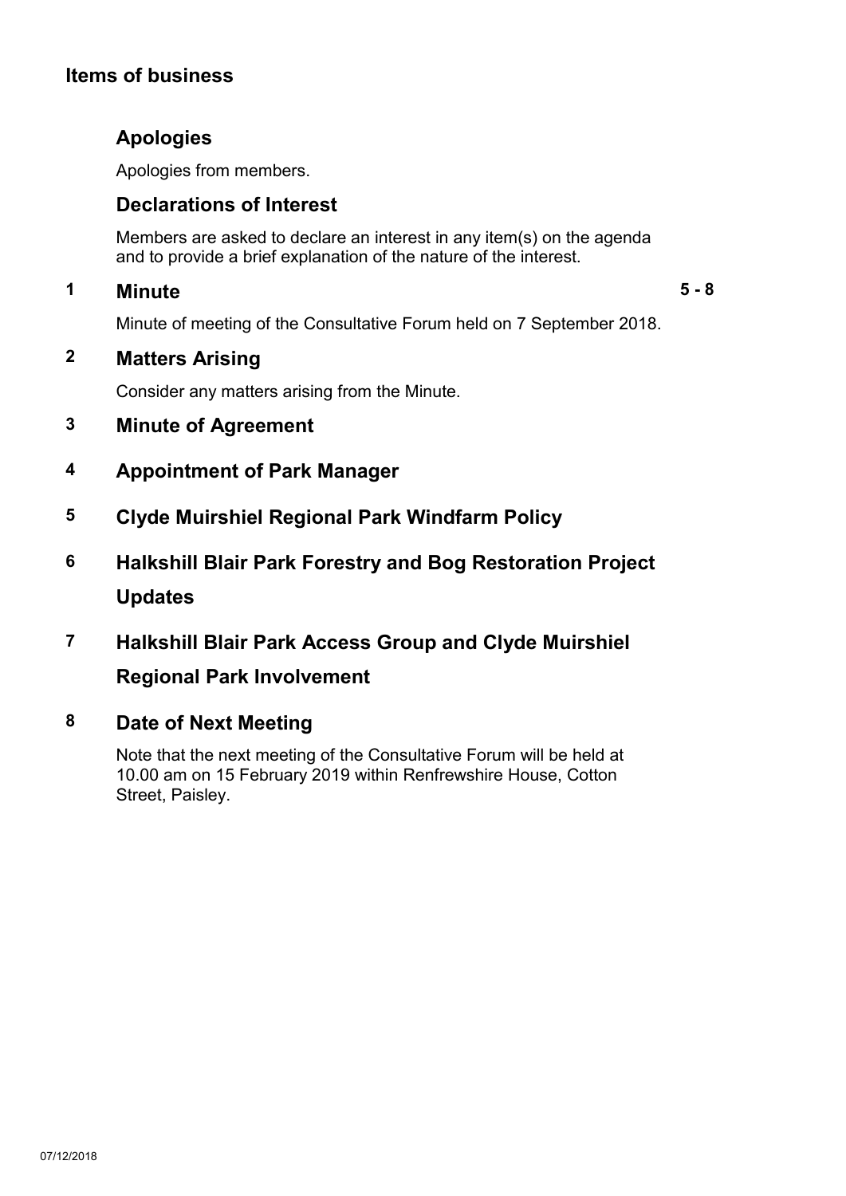## Items of business

### Apologies

Apologies from members.

### Declarations of Interest

Members are asked to declare an interest in any item(s) on the agenda and to provide a brief explanation of the nature of the interest.

### 1 Minute — 5 - 8

Minute of meeting of the Consultative Forum held on 7 September 2018.

### 2 Matters Arising

Consider any matters arising from the Minute.

### 3 Minute of Agreement

### 4 Appointment of Park Manager

### 5 Clyde Muirshiel Regional Park Windfarm Policy

### 6 Halkshill Blair Park Forestry and Bog Restoration Project Updates

### 7 Halkshill Blair Park Access Group and Clyde Muirshiel Regional Park Involvement

### 8 Date of Next Meeting

Note that the next meeting of the Consultative Forum will be held at 10.00 am on 15 February 2019 within Renfrewshire House, Cotton Street, Paisley.

07/12/2018